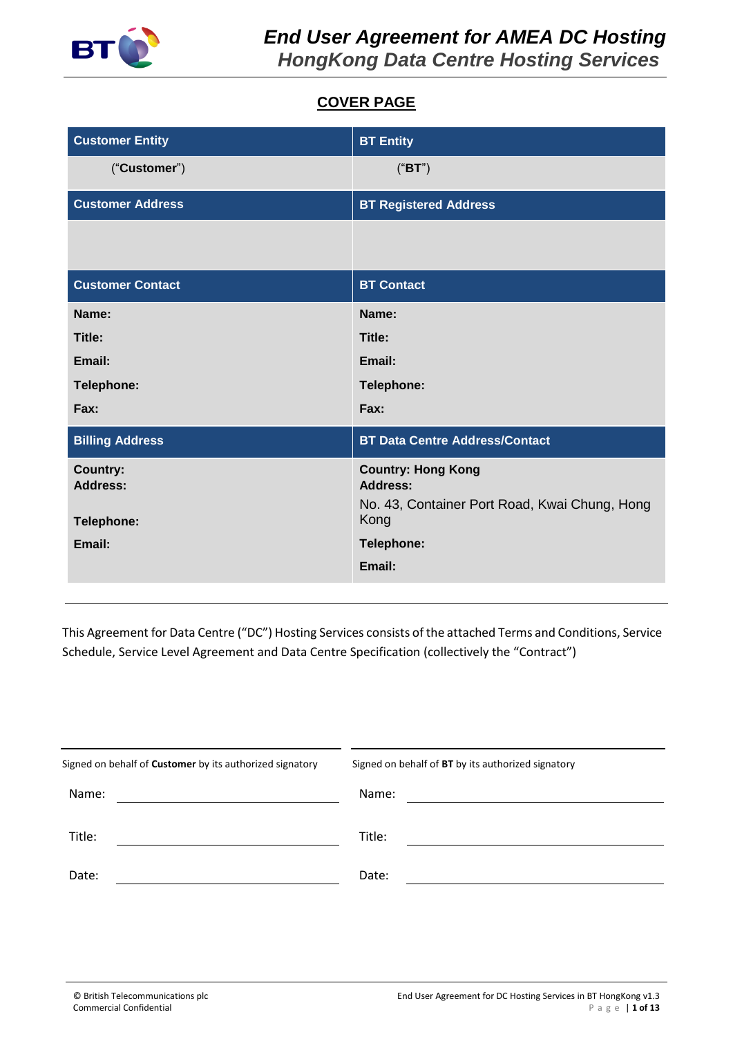# End User Agreement for AMEA DC Hosting
## HongKong Data Centre Hosting Services

**COVER PAGE**

| Customer Entity | BT Entity |
|---|---|
| (“**Customer**”) | (“**BT**”) |
| **Customer Address** | **BT Registered Address** |
| | |
| **Customer Contact** | **BT Contact** |
| **Name:**<br>**Title:**<br>**Email:**<br>**Telephone:**<br>**Fax:** | **Name:**<br>**Title:**<br>**Email:**<br>**Telephone:**<br>**Fax:** |
| **Billing Address** | **BT Data Centre Address/Contact** |
| **Country:**<br>**Address:**<br><br>**Telephone:**<br>**Email:** | **Country: Hong Kong**<br>**Address:**<br>No. 43, Container Port Road, Kwai Chung, Hong Kong<br>**Telephone:**<br>**Email:** |

This Agreement for Data Centre (“DC”) Hosting Services consists of the attached Terms and Conditions, Service Schedule, Service Level Agreement and Data Centre Specification (collectively the “Contract”)

| Signed on behalf of **Customer** by its authorized signatory | Signed on behalf of **BT** by its authorized signatory |
|---|---|
| Name: ______________________ | Name: ______________________ |
| Title: ______________________ | Title: ______________________ |
| Date: ______________________ | Date: ______________________ |

© British Telecommunications plc
Commercial Confidential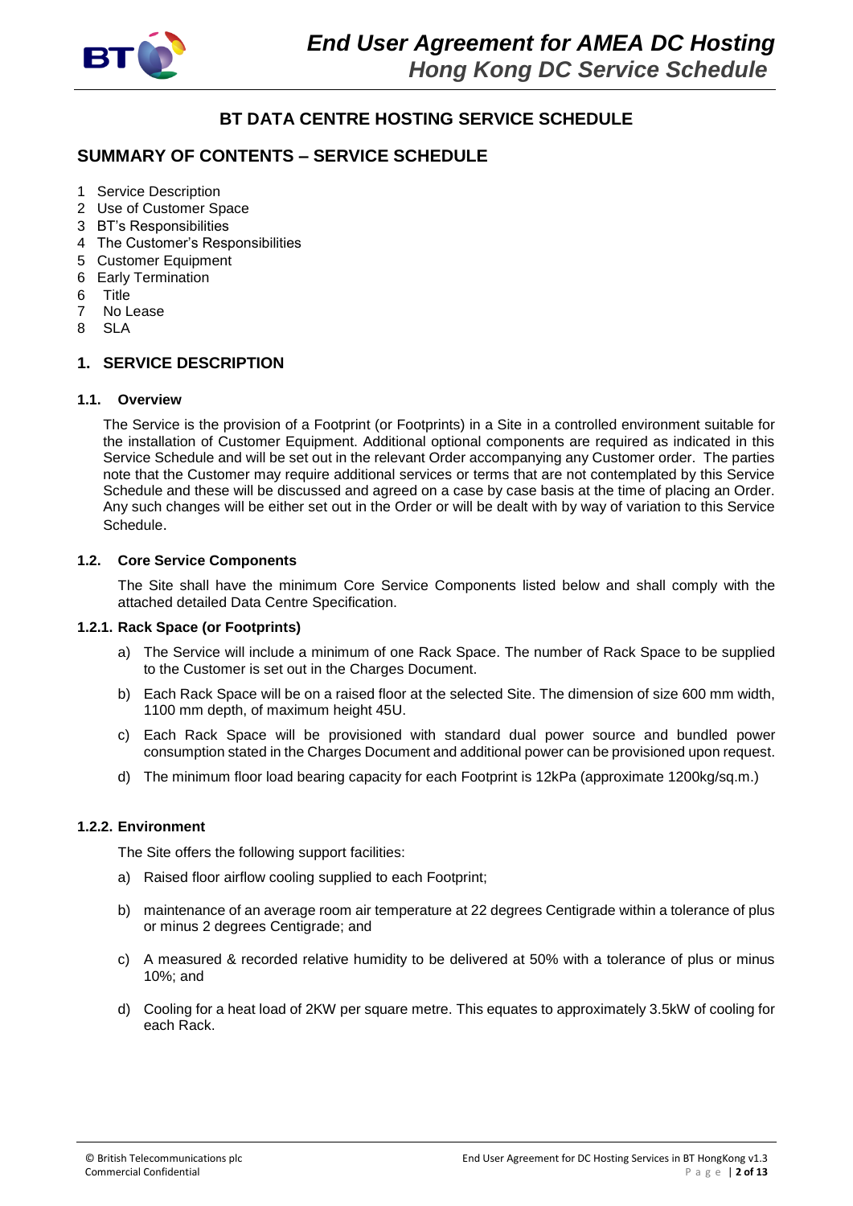# BT DATA CENTRE HOSTING SERVICE SCHEDULE

## SUMMARY OF CONTENTS – SERVICE SCHEDULE

1 Service Description
2 Use of Customer Space
3 BT's Responsibilities
4 The Customer's Responsibilities
5 Customer Equipment
6 Early Termination
6 Title
7 No Lease
8 SLA

## 1. SERVICE DESCRIPTION

### 1.1. Overview

The Service is the provision of a Footprint (or Footprints) in a Site in a controlled environment suitable for the installation of Customer Equipment. Additional optional components are required as indicated in this Service Schedule and will be set out in the relevant Order accompanying any Customer order. The parties note that the Customer may require additional services or terms that are not contemplated by this Service Schedule and these will be discussed and agreed on a case by case basis at the time of placing an Order. Any such changes will be either set out in the Order or will be dealt with by way of variation to this Service Schedule.

### 1.2. Core Service Components

The Site shall have the minimum Core Service Components listed below and shall comply with the attached detailed Data Centre Specification.

#### 1.2.1. Rack Space (or Footprints)

a) The Service will include a minimum of one Rack Space. The number of Rack Space to be supplied to the Customer is set out in the Charges Document.

b) Each Rack Space will be on a raised floor at the selected Site. The dimension of size 600 mm width, 1100 mm depth, of maximum height 45U.

c) Each Rack Space will be provisioned with standard dual power source and bundled power consumption stated in the Charges Document and additional power can be provisioned upon request.

d) The minimum floor load bearing capacity for each Footprint is 12kPa (approximate 1200kg/sq.m.)

#### 1.2.2. Environment

The Site offers the following support facilities:

a) Raised floor airflow cooling supplied to each Footprint;

b) maintenance of an average room air temperature at 22 degrees Centigrade within a tolerance of plus or minus 2 degrees Centigrade; and

c) A measured & recorded relative humidity to be delivered at 50% with a tolerance of plus or minus 10%; and

d) Cooling for a heat load of 2KW per square metre. This equates to approximately 3.5kW of cooling for each Rack.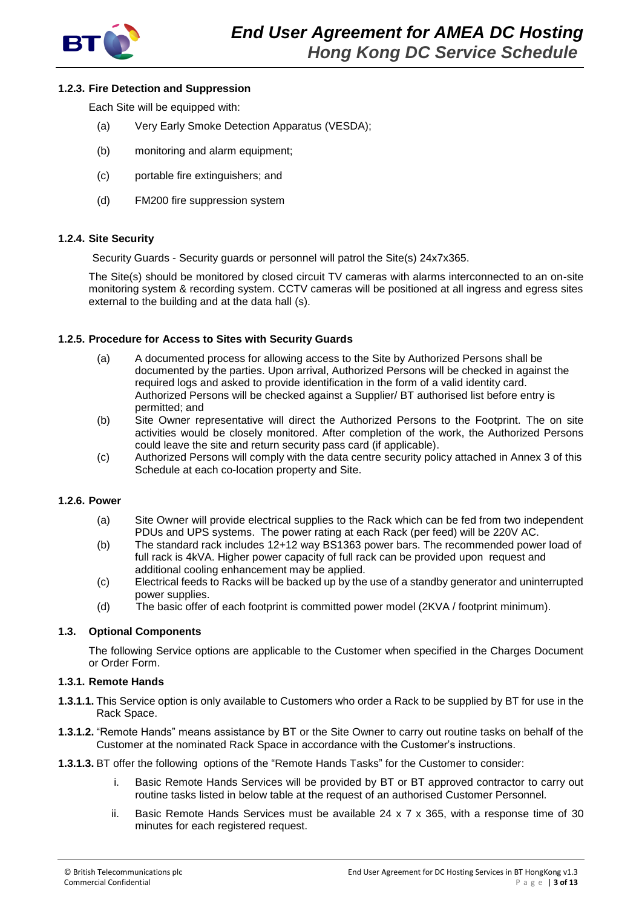#### 1.2.3. Fire Detection and Suppression

Each Site will be equipped with:

(a) Very Early Smoke Detection Apparatus (VESDA);

(b) monitoring and alarm equipment;

(c) portable fire extinguishers; and

(d) FM200 fire suppression system

#### 1.2.4. Site Security

Security Guards - Security guards or personnel will patrol the Site(s) 24x7x365.

The Site(s) should be monitored by closed circuit TV cameras with alarms interconnected to an on-site monitoring system & recording system. CCTV cameras will be positioned at all ingress and egress sites external to the building and at the data hall (s).

#### 1.2.5. Procedure for Access to Sites with Security Guards

(a) A documented process for allowing access to the Site by Authorized Persons shall be documented by the parties. Upon arrival, Authorized Persons will be checked in against the required logs and asked to provide identification in the form of a valid identity card. Authorized Persons will be checked against a Supplier/ BT authorised list before entry is permitted; and

(b) Site Owner representative will direct the Authorized Persons to the Footprint. The on site activities would be closely monitored. After completion of the work, the Authorized Persons could leave the site and return security pass card (if applicable).

(c) Authorized Persons will comply with the data centre security policy attached in Annex 3 of this Schedule at each co-location property and Site.

#### 1.2.6. Power

(a) Site Owner will provide electrical supplies to the Rack which can be fed from two independent PDUs and UPS systems. The power rating at each Rack (per feed) will be 220V AC.

(b) The standard rack includes 12+12 way BS1363 power bars. The recommended power load of full rack is 4kVA. Higher power capacity of full rack can be provided upon request and additional cooling enhancement may be applied.

(c) Electrical feeds to Racks will be backed up by the use of a standby generator and uninterrupted power supplies.

(d) The basic offer of each footprint is committed power model (2KVA / footprint minimum).

### 1.3. Optional Components

The following Service options are applicable to the Customer when specified in the Charges Document or Order Form.

#### 1.3.1. Remote Hands

**1.3.1.1.** This Service option is only available to Customers who order a Rack to be supplied by BT for use in the Rack Space.

**1.3.1.2.** "Remote Hands" means assistance by BT or the Site Owner to carry out routine tasks on behalf of the Customer at the nominated Rack Space in accordance with the Customer's instructions.

**1.3.1.3.** BT offer the following options of the "Remote Hands Tasks" for the Customer to consider:

i. Basic Remote Hands Services will be provided by BT or BT approved contractor to carry out routine tasks listed in below table at the request of an authorised Customer Personnel.

ii. Basic Remote Hands Services must be available 24 x 7 x 365, with a response time of 30 minutes for each registered request.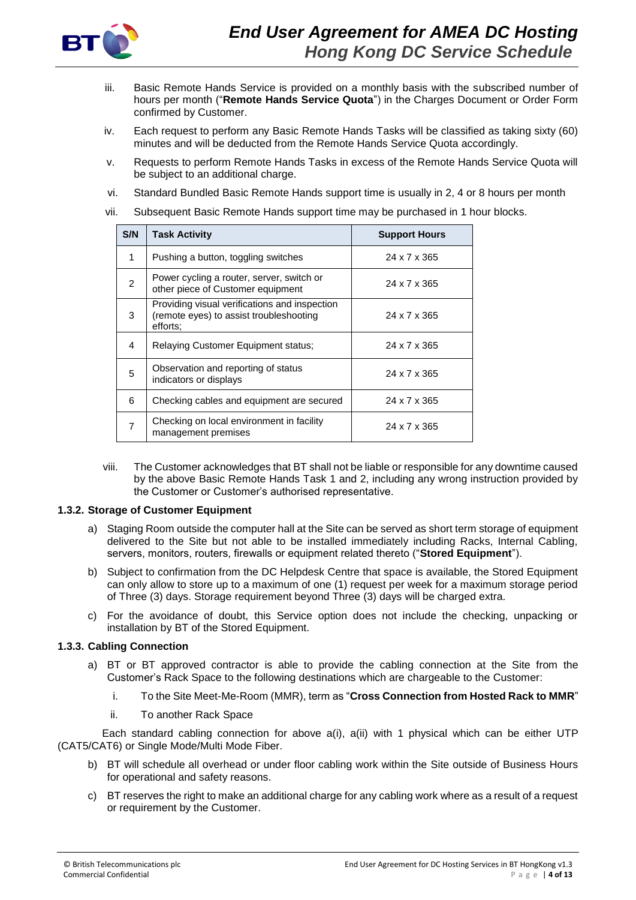iii. Basic Remote Hands Service is provided on a monthly basis with the subscribed number of hours per month ("**Remote Hands Service Quota**") in the Charges Document or Order Form confirmed by Customer.

iv. Each request to perform any Basic Remote Hands Tasks will be classified as taking sixty (60) minutes and will be deducted from the Remote Hands Service Quota accordingly.

v. Requests to perform Remote Hands Tasks in excess of the Remote Hands Service Quota will be subject to an additional charge.

vi. Standard Bundled Basic Remote Hands support time is usually in 2, 4 or 8 hours per month

vii. Subsequent Basic Remote Hands support time may be purchased in 1 hour blocks.

| S/N | Task Activity | Support Hours |
|---|---|---|
| 1 | Pushing a button, toggling switches | 24 x 7 x 365 |
| 2 | Power cycling a router, server, switch or other piece of Customer equipment | 24 x 7 x 365 |
| 3 | Providing visual verifications and inspection (remote eyes) to assist troubleshooting efforts; | 24 x 7 x 365 |
| 4 | Relaying Customer Equipment status; | 24 x 7 x 365 |
| 5 | Observation and reporting of status indicators or displays | 24 x 7 x 365 |
| 6 | Checking cables and equipment are secured | 24 x 7 x 365 |
| 7 | Checking on local environment in facility management premises | 24 x 7 x 365 |

viii. The Customer acknowledges that BT shall not be liable or responsible for any downtime caused by the above Basic Remote Hands Task 1 and 2, including any wrong instruction provided by the Customer or Customer's authorised representative.

### 1.3.2. Storage of Customer Equipment

a) Staging Room outside the computer hall at the Site can be served as short term storage of equipment delivered to the Site but not able to be installed immediately including Racks, Internal Cabling, servers, monitors, routers, firewalls or equipment related thereto ("**Stored Equipment**").

b) Subject to confirmation from the DC Helpdesk Centre that space is available, the Stored Equipment can only allow to store up to a maximum of one (1) request per week for a maximum storage period of Three (3) days. Storage requirement beyond Three (3) days will be charged extra.

c) For the avoidance of doubt, this Service option does not include the checking, unpacking or installation by BT of the Stored Equipment.

### 1.3.3. Cabling Connection

a) BT or BT approved contractor is able to provide the cabling connection at the Site from the Customer's Rack Space to the following destinations which are chargeable to the Customer:

   i. To the Site Meet-Me-Room (MMR), term as "**Cross Connection from Hosted Rack to MMR**"

   ii. To another Rack Space

Each standard cabling connection for above a(i), a(ii) with 1 physical which can be either UTP (CAT5/CAT6) or Single Mode/Multi Mode Fiber.

b) BT will schedule all overhead or under floor cabling work within the Site outside of Business Hours for operational and safety reasons.

c) BT reserves the right to make an additional charge for any cabling work where as a result of a request or requirement by the Customer.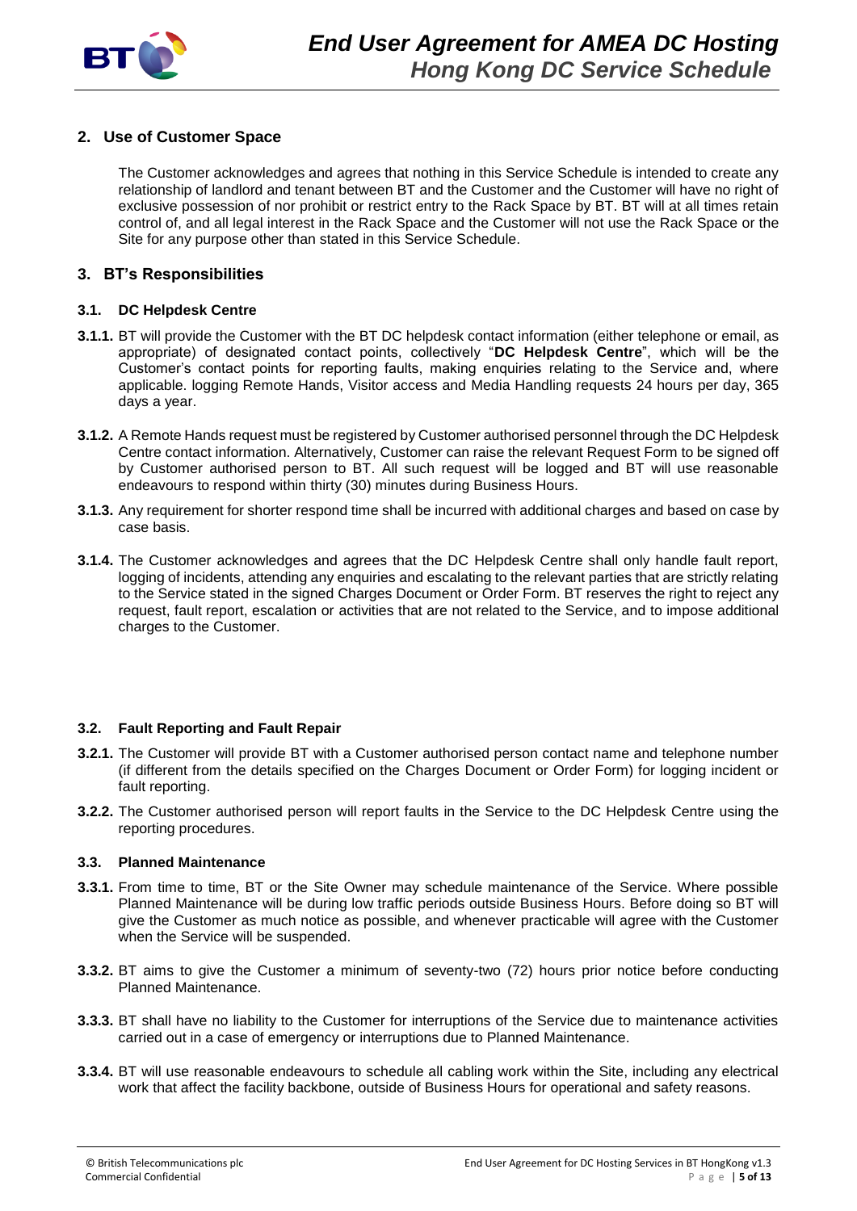## 2. Use of Customer Space

The Customer acknowledges and agrees that nothing in this Service Schedule is intended to create any relationship of landlord and tenant between BT and the Customer and the Customer will have no right of exclusive possession of nor prohibit or restrict entry to the Rack Space by BT. BT will at all times retain control of, and all legal interest in the Rack Space and the Customer will not use the Rack Space or the Site for any purpose other than stated in this Service Schedule.

## 3. BT's Responsibilities

### 3.1. DC Helpdesk Centre

**3.1.1.** BT will provide the Customer with the BT DC helpdesk contact information (either telephone or email, as appropriate) of designated contact points, collectively "**DC Helpdesk Centre**", which will be the Customer's contact points for reporting faults, making enquiries relating to the Service and, where applicable. logging Remote Hands, Visitor access and Media Handling requests 24 hours per day, 365 days a year.

**3.1.2.** A Remote Hands request must be registered by Customer authorised personnel through the DC Helpdesk Centre contact information. Alternatively, Customer can raise the relevant Request Form to be signed off by Customer authorised person to BT. All such request will be logged and BT will use reasonable endeavours to respond within thirty (30) minutes during Business Hours.

**3.1.3.** Any requirement for shorter respond time shall be incurred with additional charges and based on case by case basis.

**3.1.4.** The Customer acknowledges and agrees that the DC Helpdesk Centre shall only handle fault report, logging of incidents, attending any enquiries and escalating to the relevant parties that are strictly relating to the Service stated in the signed Charges Document or Order Form. BT reserves the right to reject any request, fault report, escalation or activities that are not related to the Service, and to impose additional charges to the Customer.

### 3.2. Fault Reporting and Fault Repair

**3.2.1.** The Customer will provide BT with a Customer authorised person contact name and telephone number (if different from the details specified on the Charges Document or Order Form) for logging incident or fault reporting.

**3.2.2.** The Customer authorised person will report faults in the Service to the DC Helpdesk Centre using the reporting procedures.

### 3.3. Planned Maintenance

**3.3.1.** From time to time, BT or the Site Owner may schedule maintenance of the Service. Where possible Planned Maintenance will be during low traffic periods outside Business Hours. Before doing so BT will give the Customer as much notice as possible, and whenever practicable will agree with the Customer when the Service will be suspended.

**3.3.2.** BT aims to give the Customer a minimum of seventy-two (72) hours prior notice before conducting Planned Maintenance.

**3.3.3.** BT shall have no liability to the Customer for interruptions of the Service due to maintenance activities carried out in a case of emergency or interruptions due to Planned Maintenance.

**3.3.4.** BT will use reasonable endeavours to schedule all cabling work within the Site, including any electrical work that affect the facility backbone, outside of Business Hours for operational and safety reasons.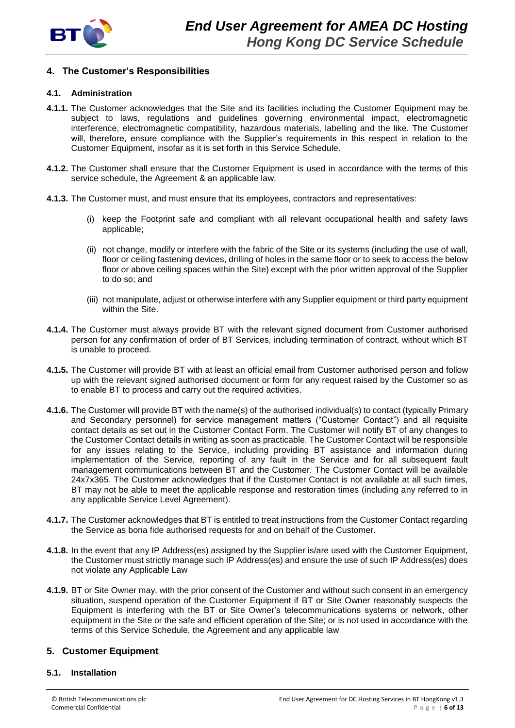## 4. The Customer's Responsibilities

### 4.1. Administration

**4.1.1.** The Customer acknowledges that the Site and its facilities including the Customer Equipment may be subject to laws, regulations and guidelines governing environmental impact, electromagnetic interference, electromagnetic compatibility, hazardous materials, labelling and the like. The Customer will, therefore, ensure compliance with the Supplier's requirements in this respect in relation to the Customer Equipment, insofar as it is set forth in this Service Schedule.

**4.1.2.** The Customer shall ensure that the Customer Equipment is used in accordance with the terms of this service schedule, the Agreement & an applicable law.

**4.1.3.** The Customer must, and must ensure that its employees, contractors and representatives:

(i) keep the Footprint safe and compliant with all relevant occupational health and safety laws applicable;

(ii) not change, modify or interfere with the fabric of the Site or its systems (including the use of wall, floor or ceiling fastening devices, drilling of holes in the same floor or to seek to access the below floor or above ceiling spaces within the Site) except with the prior written approval of the Supplier to do so; and

(iii) not manipulate, adjust or otherwise interfere with any Supplier equipment or third party equipment within the Site.

**4.1.4.** The Customer must always provide BT with the relevant signed document from Customer authorised person for any confirmation of order of BT Services, including termination of contract, without which BT is unable to proceed.

**4.1.5.** The Customer will provide BT with at least an official email from Customer authorised person and follow up with the relevant signed authorised document or form for any request raised by the Customer so as to enable BT to process and carry out the required activities.

**4.1.6.** The Customer will provide BT with the name(s) of the authorised individual(s) to contact (typically Primary and Secondary personnel) for service management matters ("Customer Contact") and all requisite contact details as set out in the Customer Contact Form. The Customer will notify BT of any changes to the Customer Contact details in writing as soon as practicable. The Customer Contact will be responsible for any issues relating to the Service, including providing BT assistance and information during implementation of the Service, reporting of any fault in the Service and for all subsequent fault management communications between BT and the Customer. The Customer Contact will be available 24x7x365. The Customer acknowledges that if the Customer Contact is not available at all such times, BT may not be able to meet the applicable response and restoration times (including any referred to in any applicable Service Level Agreement).

**4.1.7.** The Customer acknowledges that BT is entitled to treat instructions from the Customer Contact regarding the Service as bona fide authorised requests for and on behalf of the Customer.

**4.1.8.** In the event that any IP Address(es) assigned by the Supplier is/are used with the Customer Equipment, the Customer must strictly manage such IP Address(es) and ensure the use of such IP Address(es) does not violate any Applicable Law

**4.1.9.** BT or Site Owner may, with the prior consent of the Customer and without such consent in an emergency situation, suspend operation of the Customer Equipment if BT or Site Owner reasonably suspects the Equipment is interfering with the BT or Site Owner's telecommunications systems or network, other equipment in the Site or the safe and efficient operation of the Site; or is not used in accordance with the terms of this Service Schedule, the Agreement and any applicable law

## 5. Customer Equipment

### 5.1. Installation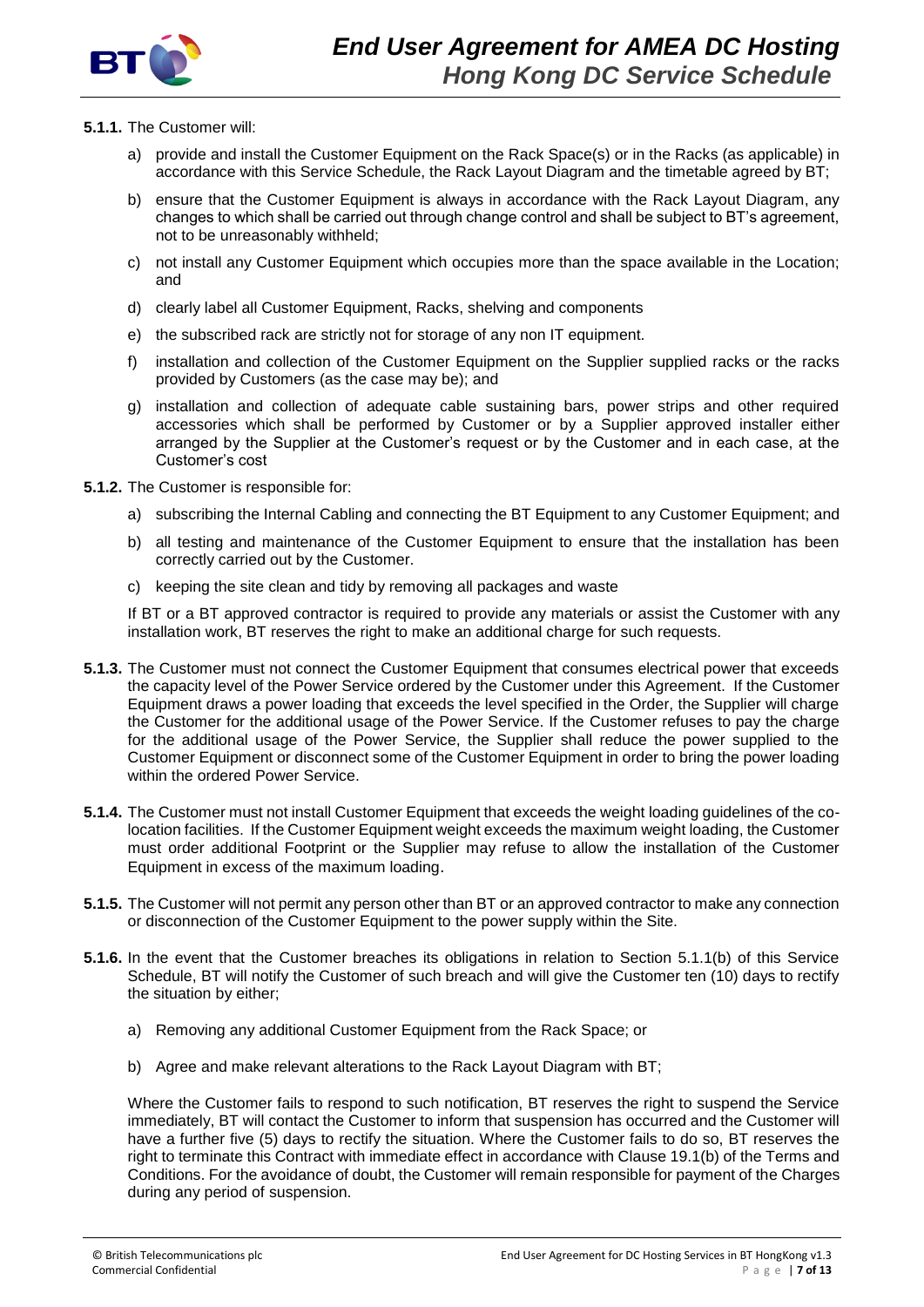**5.1.1.** The Customer will:

a) provide and install the Customer Equipment on the Rack Space(s) or in the Racks (as applicable) in accordance with this Service Schedule, the Rack Layout Diagram and the timetable agreed by BT;

b) ensure that the Customer Equipment is always in accordance with the Rack Layout Diagram, any changes to which shall be carried out through change control and shall be subject to BT's agreement, not to be unreasonably withheld;

c) not install any Customer Equipment which occupies more than the space available in the Location; and

d) clearly label all Customer Equipment, Racks, shelving and components

e) the subscribed rack are strictly not for storage of any non IT equipment.

f) installation and collection of the Customer Equipment on the Supplier supplied racks or the racks provided by Customers (as the case may be); and

g) installation and collection of adequate cable sustaining bars, power strips and other required accessories which shall be performed by Customer or by a Supplier approved installer either arranged by the Supplier at the Customer's request or by the Customer and in each case, at the Customer's cost

**5.1.2.** The Customer is responsible for:

a) subscribing the Internal Cabling and connecting the BT Equipment to any Customer Equipment; and

b) all testing and maintenance of the Customer Equipment to ensure that the installation has been correctly carried out by the Customer.

c) keeping the site clean and tidy by removing all packages and waste

If BT or a BT approved contractor is required to provide any materials or assist the Customer with any installation work, BT reserves the right to make an additional charge for such requests.

**5.1.3.** The Customer must not connect the Customer Equipment that consumes electrical power that exceeds the capacity level of the Power Service ordered by the Customer under this Agreement. If the Customer Equipment draws a power loading that exceeds the level specified in the Order, the Supplier will charge the Customer for the additional usage of the Power Service. If the Customer refuses to pay the charge for the additional usage of the Power Service, the Supplier shall reduce the power supplied to the Customer Equipment or disconnect some of the Customer Equipment in order to bring the power loading within the ordered Power Service.

**5.1.4.** The Customer must not install Customer Equipment that exceeds the weight loading guidelines of the co-location facilities. If the Customer Equipment weight exceeds the maximum weight loading, the Customer must order additional Footprint or the Supplier may refuse to allow the installation of the Customer Equipment in excess of the maximum loading.

**5.1.5.** The Customer will not permit any person other than BT or an approved contractor to make any connection or disconnection of the Customer Equipment to the power supply within the Site.

**5.1.6.** In the event that the Customer breaches its obligations in relation to Section 5.1.1(b) of this Service Schedule, BT will notify the Customer of such breach and will give the Customer ten (10) days to rectify the situation by either;

a) Removing any additional Customer Equipment from the Rack Space; or

b) Agree and make relevant alterations to the Rack Layout Diagram with BT;

Where the Customer fails to respond to such notification, BT reserves the right to suspend the Service immediately, BT will contact the Customer to inform that suspension has occurred and the Customer will have a further five (5) days to rectify the situation. Where the Customer fails to do so, BT reserves the right to terminate this Contract with immediate effect in accordance with Clause 19.1(b) of the Terms and Conditions. For the avoidance of doubt, the Customer will remain responsible for payment of the Charges during any period of suspension.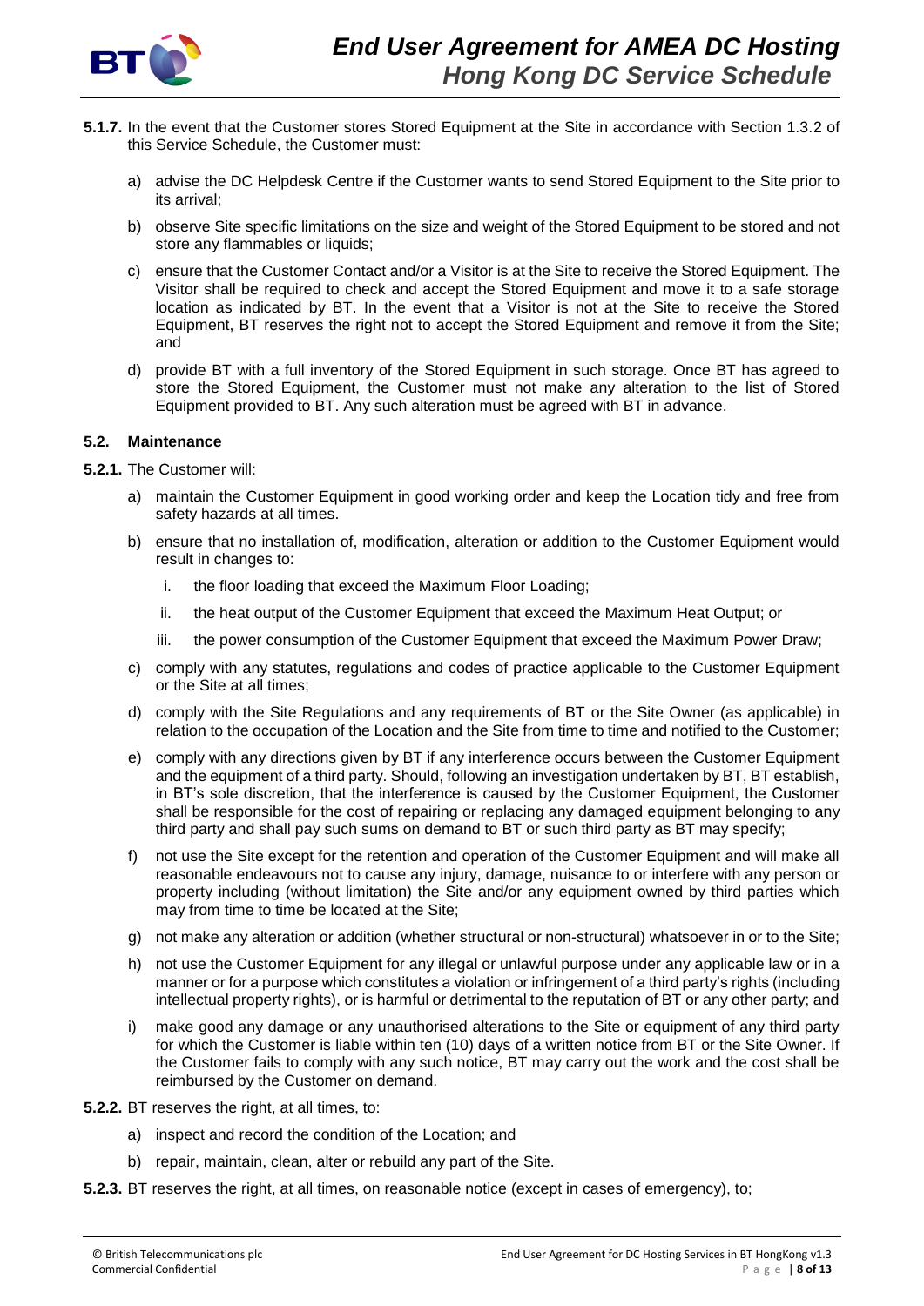**5.1.7.** In the event that the Customer stores Stored Equipment at the Site in accordance with Section 1.3.2 of this Service Schedule, the Customer must:

a) advise the DC Helpdesk Centre if the Customer wants to send Stored Equipment to the Site prior to its arrival;

b) observe Site specific limitations on the size and weight of the Stored Equipment to be stored and not store any flammables or liquids;

c) ensure that the Customer Contact and/or a Visitor is at the Site to receive the Stored Equipment. The Visitor shall be required to check and accept the Stored Equipment and move it to a safe storage location as indicated by BT. In the event that a Visitor is not at the Site to receive the Stored Equipment, BT reserves the right not to accept the Stored Equipment and remove it from the Site; and

d) provide BT with a full inventory of the Stored Equipment in such storage. Once BT has agreed to store the Stored Equipment, the Customer must not make any alteration to the list of Stored Equipment provided to BT. Any such alteration must be agreed with BT in advance.

### 5.2. Maintenance

**5.2.1.** The Customer will:

a) maintain the Customer Equipment in good working order and keep the Location tidy and free from safety hazards at all times.

b) ensure that no installation of, modification, alteration or addition to the Customer Equipment would result in changes to:

   i. the floor loading that exceed the Maximum Floor Loading;

   ii. the heat output of the Customer Equipment that exceed the Maximum Heat Output; or

   iii. the power consumption of the Customer Equipment that exceed the Maximum Power Draw;

c) comply with any statutes, regulations and codes of practice applicable to the Customer Equipment or the Site at all times;

d) comply with the Site Regulations and any requirements of BT or the Site Owner (as applicable) in relation to the occupation of the Location and the Site from time to time and notified to the Customer;

e) comply with any directions given by BT if any interference occurs between the Customer Equipment and the equipment of a third party. Should, following an investigation undertaken by BT, BT establish, in BT's sole discretion, that the interference is caused by the Customer Equipment, the Customer shall be responsible for the cost of repairing or replacing any damaged equipment belonging to any third party and shall pay such sums on demand to BT or such third party as BT may specify;

f) not use the Site except for the retention and operation of the Customer Equipment and will make all reasonable endeavours not to cause any injury, damage, nuisance to or interfere with any person or property including (without limitation) the Site and/or any equipment owned by third parties which may from time to time be located at the Site;

g) not make any alteration or addition (whether structural or non-structural) whatsoever in or to the Site;

h) not use the Customer Equipment for any illegal or unlawful purpose under any applicable law or in a manner or for a purpose which constitutes a violation or infringement of a third party's rights (including intellectual property rights), or is harmful or detrimental to the reputation of BT or any other party; and

i) make good any damage or any unauthorised alterations to the Site or equipment of any third party for which the Customer is liable within ten (10) days of a written notice from BT or the Site Owner. If the Customer fails to comply with any such notice, BT may carry out the work and the cost shall be reimbursed by the Customer on demand.

**5.2.2.** BT reserves the right, at all times, to:

a) inspect and record the condition of the Location; and

b) repair, maintain, clean, alter or rebuild any part of the Site.

**5.2.3.** BT reserves the right, at all times, on reasonable notice (except in cases of emergency), to;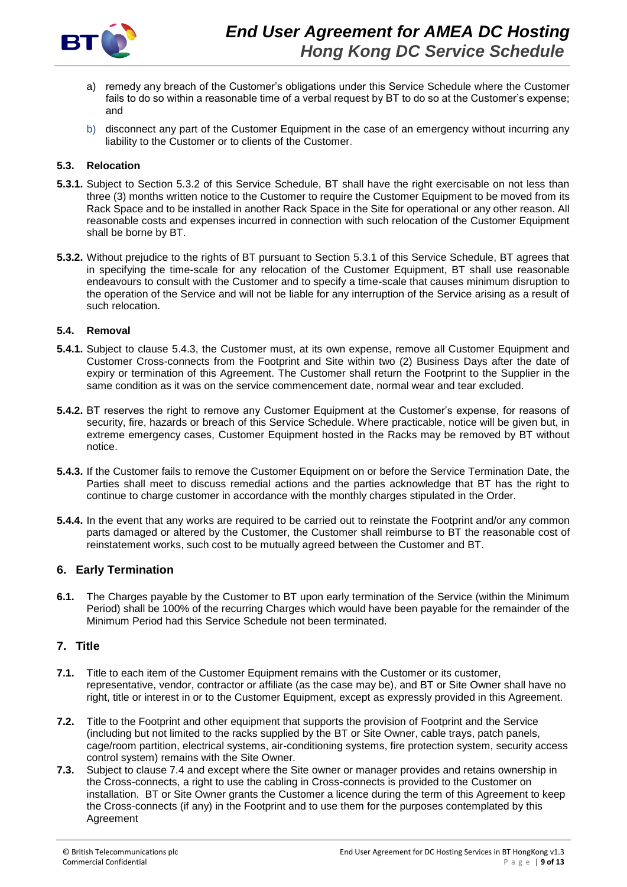a) remedy any breach of the Customer's obligations under this Service Schedule where the Customer fails to do so within a reasonable time of a verbal request by BT to do so at the Customer's expense; and

b) disconnect any part of the Customer Equipment in the case of an emergency without incurring any liability to the Customer or to clients of the Customer.

### 5.3. Relocation

**5.3.1.** Subject to Section 5.3.2 of this Service Schedule, BT shall have the right exercisable on not less than three (3) months written notice to the Customer to require the Customer Equipment to be moved from its Rack Space and to be installed in another Rack Space in the Site for operational or any other reason. All reasonable costs and expenses incurred in connection with such relocation of the Customer Equipment shall be borne by BT.

**5.3.2.** Without prejudice to the rights of BT pursuant to Section 5.3.1 of this Service Schedule, BT agrees that in specifying the time-scale for any relocation of the Customer Equipment, BT shall use reasonable endeavours to consult with the Customer and to specify a time-scale that causes minimum disruption to the operation of the Service and will not be liable for any interruption of the Service arising as a result of such relocation.

### 5.4. Removal

**5.4.1.** Subject to clause 5.4.3, the Customer must, at its own expense, remove all Customer Equipment and Customer Cross-connects from the Footprint and Site within two (2) Business Days after the date of expiry or termination of this Agreement. The Customer shall return the Footprint to the Supplier in the same condition as it was on the service commencement date, normal wear and tear excluded.

**5.4.2.** BT reserves the right to remove any Customer Equipment at the Customer's expense, for reasons of security, fire, hazards or breach of this Service Schedule. Where practicable, notice will be given but, in extreme emergency cases, Customer Equipment hosted in the Racks may be removed by BT without notice.

**5.4.3.** If the Customer fails to remove the Customer Equipment on or before the Service Termination Date, the Parties shall meet to discuss remedial actions and the parties acknowledge that BT has the right to continue to charge customer in accordance with the monthly charges stipulated in the Order.

**5.4.4.** In the event that any works are required to be carried out to reinstate the Footprint and/or any common parts damaged or altered by the Customer, the Customer shall reimburse to BT the reasonable cost of reinstatement works, such cost to be mutually agreed between the Customer and BT.

## 6. Early Termination

**6.1.** The Charges payable by the Customer to BT upon early termination of the Service (within the Minimum Period) shall be 100% of the recurring Charges which would have been payable for the remainder of the Minimum Period had this Service Schedule not been terminated.

## 7. Title

**7.1.** Title to each item of the Customer Equipment remains with the Customer or its customer, representative, vendor, contractor or affiliate (as the case may be), and BT or Site Owner shall have no right, title or interest in or to the Customer Equipment, except as expressly provided in this Agreement.

**7.2.** Title to the Footprint and other equipment that supports the provision of Footprint and the Service (including but not limited to the racks supplied by the BT or Site Owner, cable trays, patch panels, cage/room partition, electrical systems, air-conditioning systems, fire protection system, security access control system) remains with the Site Owner.

**7.3.** Subject to clause 7.4 and except where the Site owner or manager provides and retains ownership in the Cross-connects, a right to use the cabling in Cross-connects is provided to the Customer on installation. BT or Site Owner grants the Customer a licence during the term of this Agreement to keep the Cross-connects (if any) in the Footprint and to use them for the purposes contemplated by this Agreement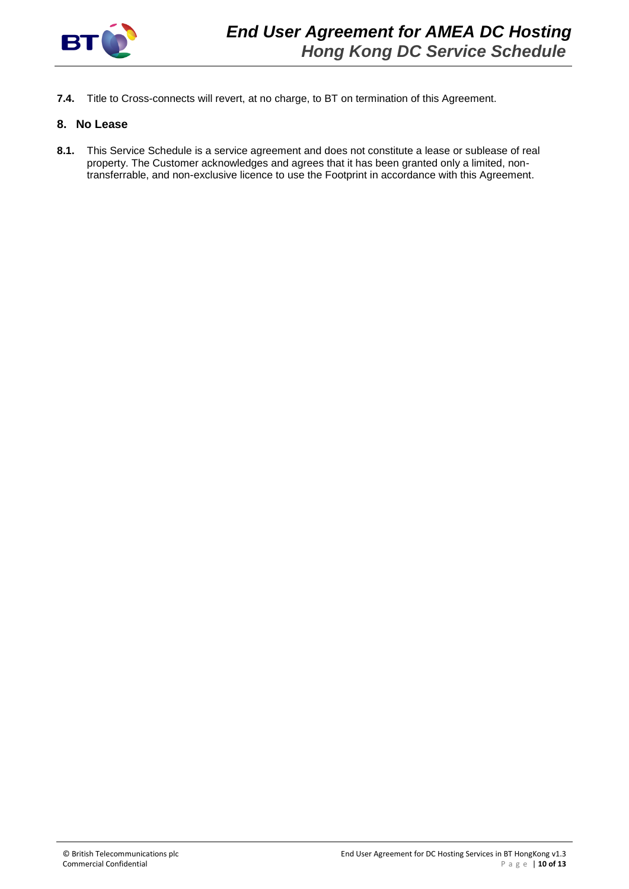**7.4.** Title to Cross-connects will revert, at no charge, to BT on termination of this Agreement.

## 8. No Lease

**8.1.** This Service Schedule is a service agreement and does not constitute a lease or sublease of real property. The Customer acknowledges and agrees that it has been granted only a limited, non-transferrable, and non-exclusive licence to use the Footprint in accordance with this Agreement.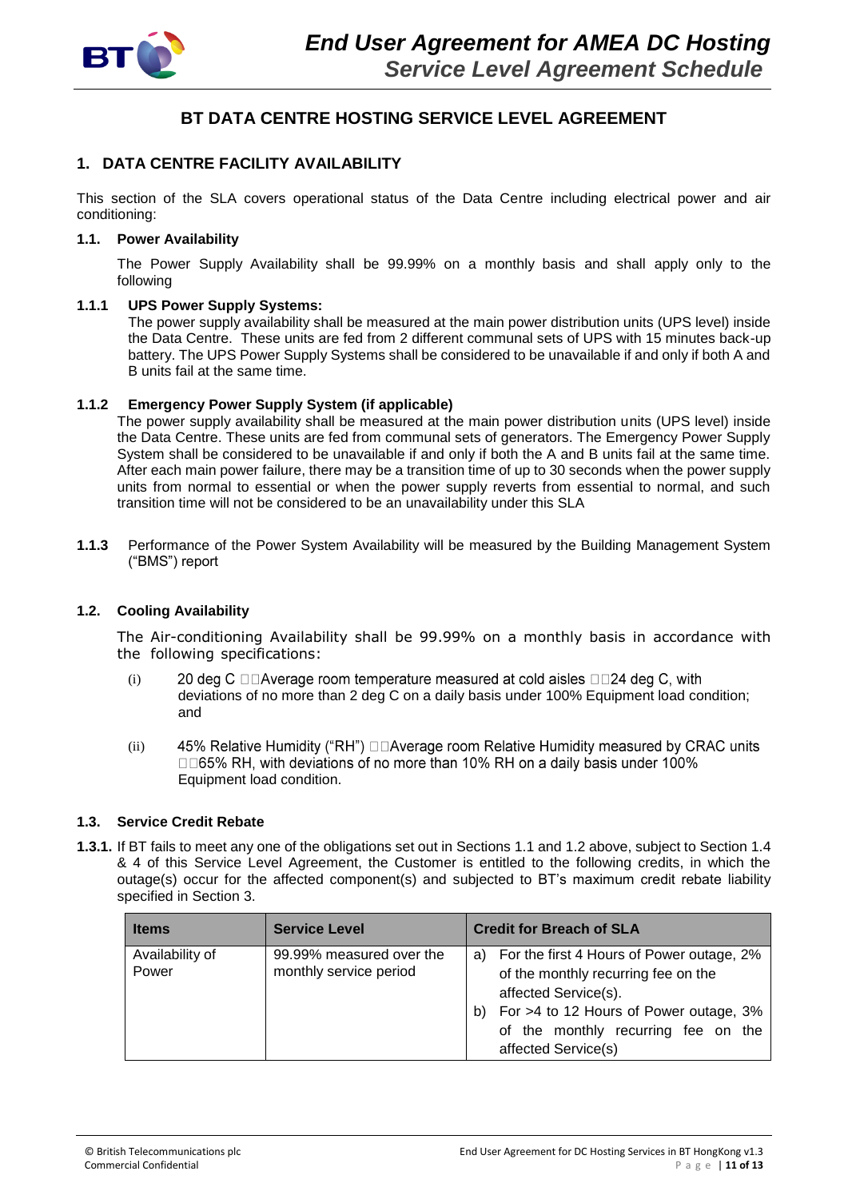# BT DATA CENTRE HOSTING SERVICE LEVEL AGREEMENT

## 1. DATA CENTRE FACILITY AVAILABILITY

This section of the SLA covers operational status of the Data Centre including electrical power and air conditioning:

### 1.1. Power Availability

The Power Supply Availability shall be 99.99% on a monthly basis and shall apply only to the following

**1.1.1 UPS Power Supply Systems:**
The power supply availability shall be measured at the main power distribution units (UPS level) inside the Data Centre. These units are fed from 2 different communal sets of UPS with 15 minutes back-up battery. The UPS Power Supply Systems shall be considered to be unavailable if and only if both A and B units fail at the same time.

**1.1.2 Emergency Power Supply System (if applicable)**
The power supply availability shall be measured at the main power distribution units (UPS level) inside the Data Centre. These units are fed from communal sets of generators. The Emergency Power Supply System shall be considered to be unavailable if and only if both the A and B units fail at the same time. After each main power failure, there may be a transition time of up to 30 seconds when the power supply units from normal to essential or when the power supply reverts from essential to normal, and such transition time will not be considered to be an unavailability under this SLA

**1.1.3** Performance of the Power System Availability will be measured by the Building Management System ("BMS") report

### 1.2. Cooling Availability

The Air-conditioning Availability shall be 99.99% on a monthly basis in accordance with the following specifications:

(i) 20 deg C □□Average room temperature measured at cold aisles □□24 deg C, with deviations of no more than 2 deg C on a daily basis under 100% Equipment load condition; and

(ii) 45% Relative Humidity ("RH") □□Average room Relative Humidity measured by CRAC units □□65% RH, with deviations of no more than 10% RH on a daily basis under 100% Equipment load condition.

### 1.3. Service Credit Rebate

**1.3.1.** If BT fails to meet any one of the obligations set out in Sections 1.1 and 1.2 above, subject to Section 1.4 & 4 of this Service Level Agreement, the Customer is entitled to the following credits, in which the outage(s) occur for the affected component(s) and subjected to BT's maximum credit rebate liability specified in Section 3.

| Items | Service Level | Credit for Breach of SLA |
|---|---|---|
| Availability of Power | 99.99% measured over the monthly service period | a) For the first 4 Hours of Power outage, 2% of the monthly recurring fee on the affected Service(s).<br>b) For >4 to 12 Hours of Power outage, 3% of the monthly recurring fee on the affected Service(s) |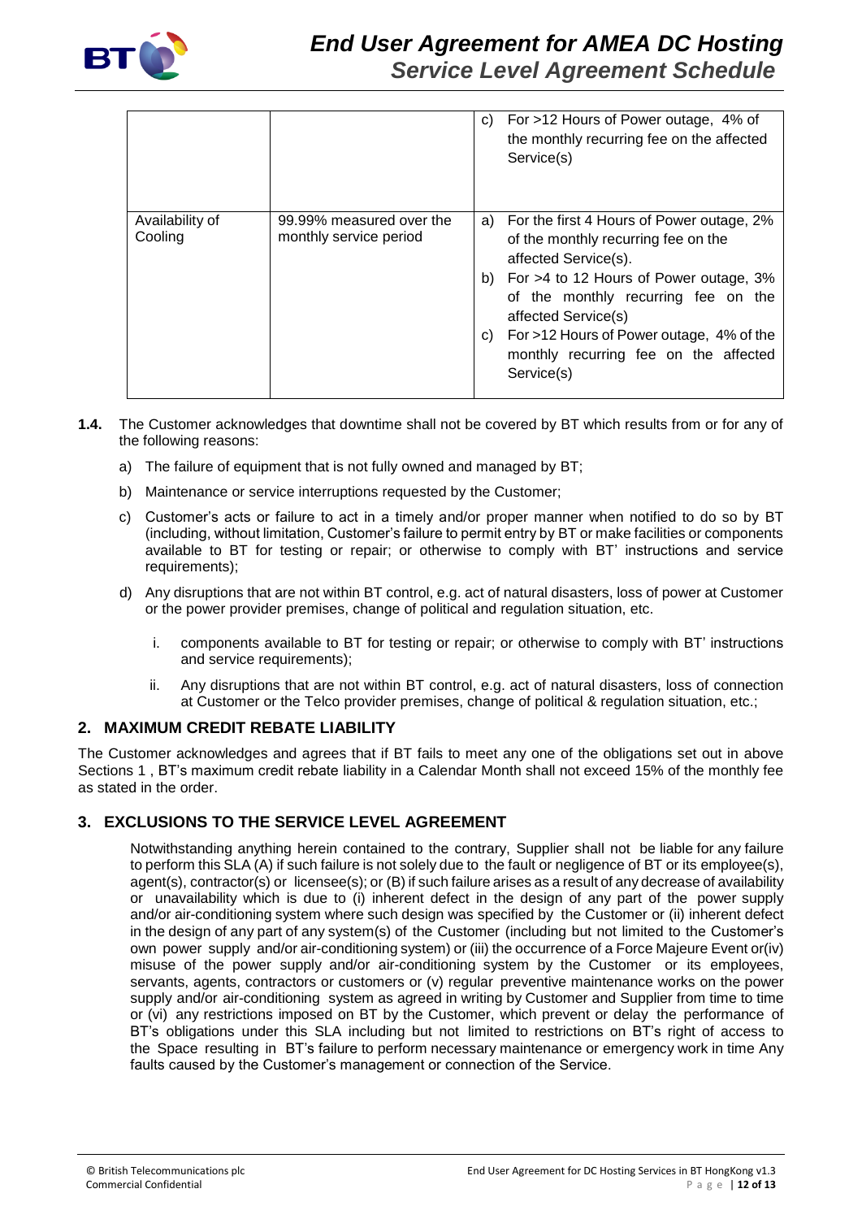| | | |
|---|---|---|
| | | c) For >12 Hours of Power outage, 4% of the monthly recurring fee on the affected Service(s) |
| Availability of Cooling | 99.99% measured over the monthly service period | a) For the first 4 Hours of Power outage, 2% of the monthly recurring fee on the affected Service(s).<br>b) For >4 to 12 Hours of Power outage, 3% of the monthly recurring fee on the affected Service(s)<br>c) For >12 Hours of Power outage, 4% of the monthly recurring fee on the affected Service(s) |

**1.4.** The Customer acknowledges that downtime shall not be covered by BT which results from or for any of the following reasons:

a) The failure of equipment that is not fully owned and managed by BT;

b) Maintenance or service interruptions requested by the Customer;

c) Customer's acts or failure to act in a timely and/or proper manner when notified to do so by BT (including, without limitation, Customer's failure to permit entry by BT or make facilities or components available to BT for testing or repair; or otherwise to comply with BT' instructions and service requirements);

d) Any disruptions that are not within BT control, e.g. act of natural disasters, loss of power at Customer or the power provider premises, change of political and regulation situation, etc.

   i. components available to BT for testing or repair; or otherwise to comply with BT' instructions and service requirements);

   ii. Any disruptions that are not within BT control, e.g. act of natural disasters, loss of connection at Customer or the Telco provider premises, change of political & regulation situation, etc.;

## 2. MAXIMUM CREDIT REBATE LIABILITY

The Customer acknowledges and agrees that if BT fails to meet any one of the obligations set out in above Sections 1 , BT's maximum credit rebate liability in a Calendar Month shall not exceed 15% of the monthly fee as stated in the order.

## 3. EXCLUSIONS TO THE SERVICE LEVEL AGREEMENT

Notwithstanding anything herein contained to the contrary, Supplier shall not be liable for any failure to perform this SLA (A) if such failure is not solely due to the fault or negligence of BT or its employee(s), agent(s), contractor(s) or licensee(s); or (B) if such failure arises as a result of any decrease of availability or unavailability which is due to (i) inherent defect in the design of any part of the power supply and/or air-conditioning system where such design was specified by the Customer or (ii) inherent defect in the design of any part of any system(s) of the Customer (including but not limited to the Customer's own power supply and/or air-conditioning system) or (iii) the occurrence of a Force Majeure Event or(iv) misuse of the power supply and/or air-conditioning system by the Customer or its employees, servants, agents, contractors or customers or (v) regular preventive maintenance works on the power supply and/or air-conditioning system as agreed in writing by Customer and Supplier from time to time or (vi) any restrictions imposed on BT by the Customer, which prevent or delay the performance of BT's obligations under this SLA including but not limited to restrictions on BT's right of access to the Space resulting in BT's failure to perform necessary maintenance or emergency work in time Any faults caused by the Customer's management or connection of the Service.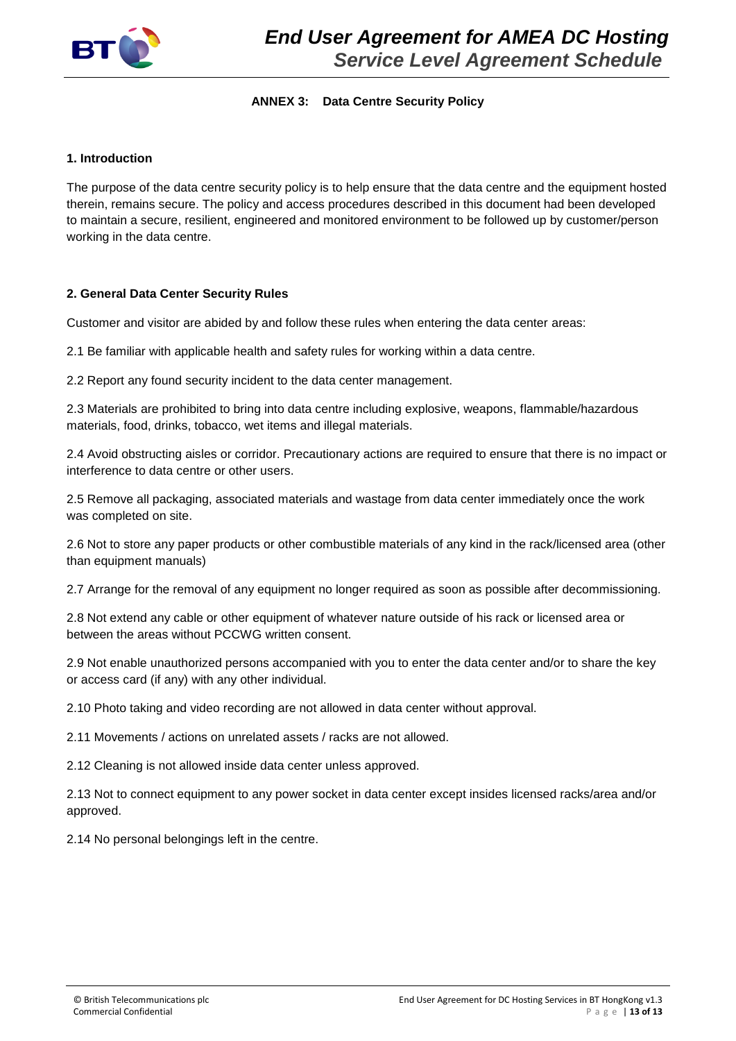**ANNEX 3: Data Centre Security Policy**

**1. Introduction**

The purpose of the data centre security policy is to help ensure that the data centre and the equipment hosted therein, remains secure. The policy and access procedures described in this document had been developed to maintain a secure, resilient, engineered and monitored environment to be followed up by customer/person working in the data centre.

**2. General Data Center Security Rules**

Customer and visitor are abided by and follow these rules when entering the data center areas:

2.1 Be familiar with applicable health and safety rules for working within a data centre.

2.2 Report any found security incident to the data center management.

2.3 Materials are prohibited to bring into data centre including explosive, weapons, flammable/hazardous materials, food, drinks, tobacco, wet items and illegal materials.

2.4 Avoid obstructing aisles or corridor. Precautionary actions are required to ensure that there is no impact or interference to data centre or other users.

2.5 Remove all packaging, associated materials and wastage from data center immediately once the work was completed on site.

2.6 Not to store any paper products or other combustible materials of any kind in the rack/licensed area (other than equipment manuals)

2.7 Arrange for the removal of any equipment no longer required as soon as possible after decommissioning.

2.8 Not extend any cable or other equipment of whatever nature outside of his rack or licensed area or between the areas without PCCWG written consent.

2.9 Not enable unauthorized persons accompanied with you to enter the data center and/or to share the key or access card (if any) with any other individual.

2.10 Photo taking and video recording are not allowed in data center without approval.

2.11 Movements / actions on unrelated assets / racks are not allowed.

2.12 Cleaning is not allowed inside data center unless approved.

2.13 Not to connect equipment to any power socket in data center except insides licensed racks/area and/or approved.

2.14 No personal belongings left in the centre.